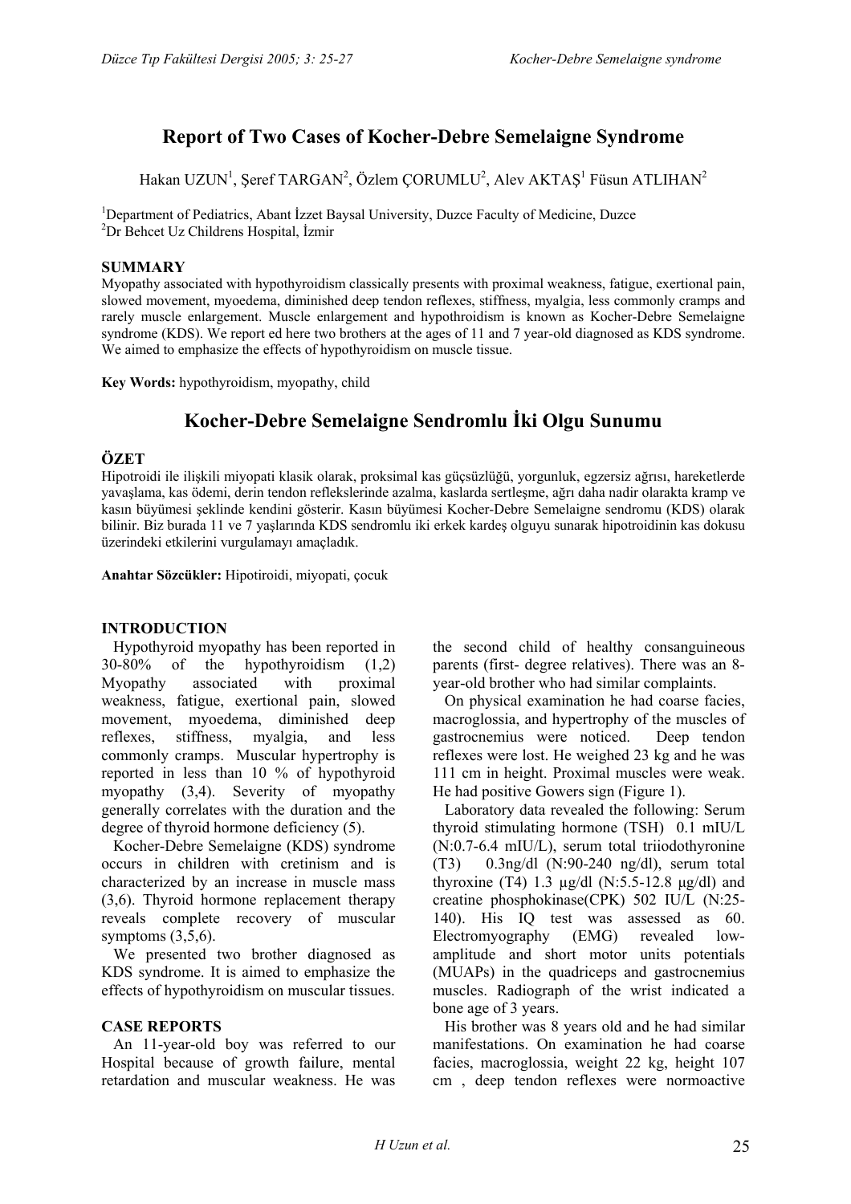# Report of Two Cases of Kocher-Debre Semelaigne Syndrome

Hakan UZUN[1], Şeref TARGAN[2], Özlem ÇORUMLU[2], Alev AKTAŞ[1] Füsun ATLIHAN[2]

[1]Department of Pediatrics, Abant İzzet Baysal University, Duzce Faculty of Medicine, Duzce
[2]Dr Behcet Uz Childrens Hospital, İzmir

## SUMMARY

Myopathy associated with hypothyroidism classically presents with proximal weakness, fatigue, exertional pain, slowed movement, myoedema, diminished deep tendon reflexes, stiffness, myalgia, less commonly cramps and rarely muscle enlargement. Muscle enlargement and hypothroidism is known as Kocher-Debre Semelaigne syndrome (KDS). We report ed here two brothers at the ages of 11 and 7 year-old diagnosed as KDS syndrome. We aimed to emphasize the effects of hypothyroidism on muscle tissue.

**Key Words:** hypothyroidism, myopathy, child

# Kocher-Debre Semelaigne Sendromlu İki Olgu Sunumu

## ÖZET

Hipotiroidi ile ilişkili miyopati klasik olarak, proksimal kas güçsüzlüğü, yorgunluk, egzersiz ağrısı, hareketlerde yavaşlama, kas ödemi, derin tendon reflekslerinde azalma, kaslarda sertleşme, ağrı daha nadir olarakta kramp ve kasın büyümesi şeklinde kendini gösterir. Kasın büyümesi Kocher-Debre Semelaigne sendromu (KDS) olarak bilinir. Biz burada 11 ve 7 yaşlarında KDS sendromlu iki erkek kardeş olguyu sunarak hipotiroidinin kas dokusu üzerindeki etkilerini vurgulamayı amaçladık.

**Anahtar Sözcükler:** Hipotiroidi, miyopati, çocuk

## INTRODUCTION

Hypothyroid myopathy has been reported in 30-80% of the hypothyroidism (1,2) Myopathy associated with proximal weakness, fatigue, exertional pain, slowed movement, myoedema, diminished deep reflexes, stiffness, myalgia, and less commonly cramps. Muscular hypertrophy is reported in less than 10 % of hypothyroid myopathy (3,4). Severity of myopathy generally correlates with the duration and the degree of thyroid hormone deficiency (5).

Kocher-Debre Semelaigne (KDS) syndrome occurs in children with cretinism and is characterized by an increase in muscle mass (3,6). Thyroid hormone replacement therapy reveals complete recovery of muscular symptoms (3,5,6).

We presented two brother diagnosed as KDS syndrome. It is aimed to emphasize the effects of hypothyroidism on muscular tissues.

## CASE REPORTS

An 11-year-old boy was referred to our Hospital because of growth failure, mental retardation and muscular weakness. He was the second child of healthy consanguineous parents (first- degree relatives). There was an 8-year-old brother who had similar complaints.

On physical examination he had coarse facies, macroglossia, and hypertrophy of the muscles of gastrocnemius were noticed. Deep tendon reflexes were lost. He weighed 23 kg and he was 111 cm in height. Proximal muscles were weak. He had positive Gowers sign (Figure 1).

Laboratory data revealed the following: Serum thyroid stimulating hormone (TSH) 0.1 mIU/L (N:0.7-6.4 mIU/L), serum total triiodothyronine (T3) 0.3ng/dl (N:90-240 ng/dl), serum total thyroxine (T4) 1.3 µg/dl (N:5.5-12.8 µg/dl) and creatine phosphokinase(CPK) 502 IU/L (N:25-140). His IQ test was assessed as 60. Electromyography (EMG) revealed low-amplitude and short motor units potentials (MUAPs) in the quadriceps and gastrocnemius muscles. Radiograph of the wrist indicated a bone age of 3 years.

His brother was 8 years old and he had similar manifestations. On examination he had coarse facies, macroglossia, weight 22 kg, height 107 cm , deep tendon reflexes were normoactive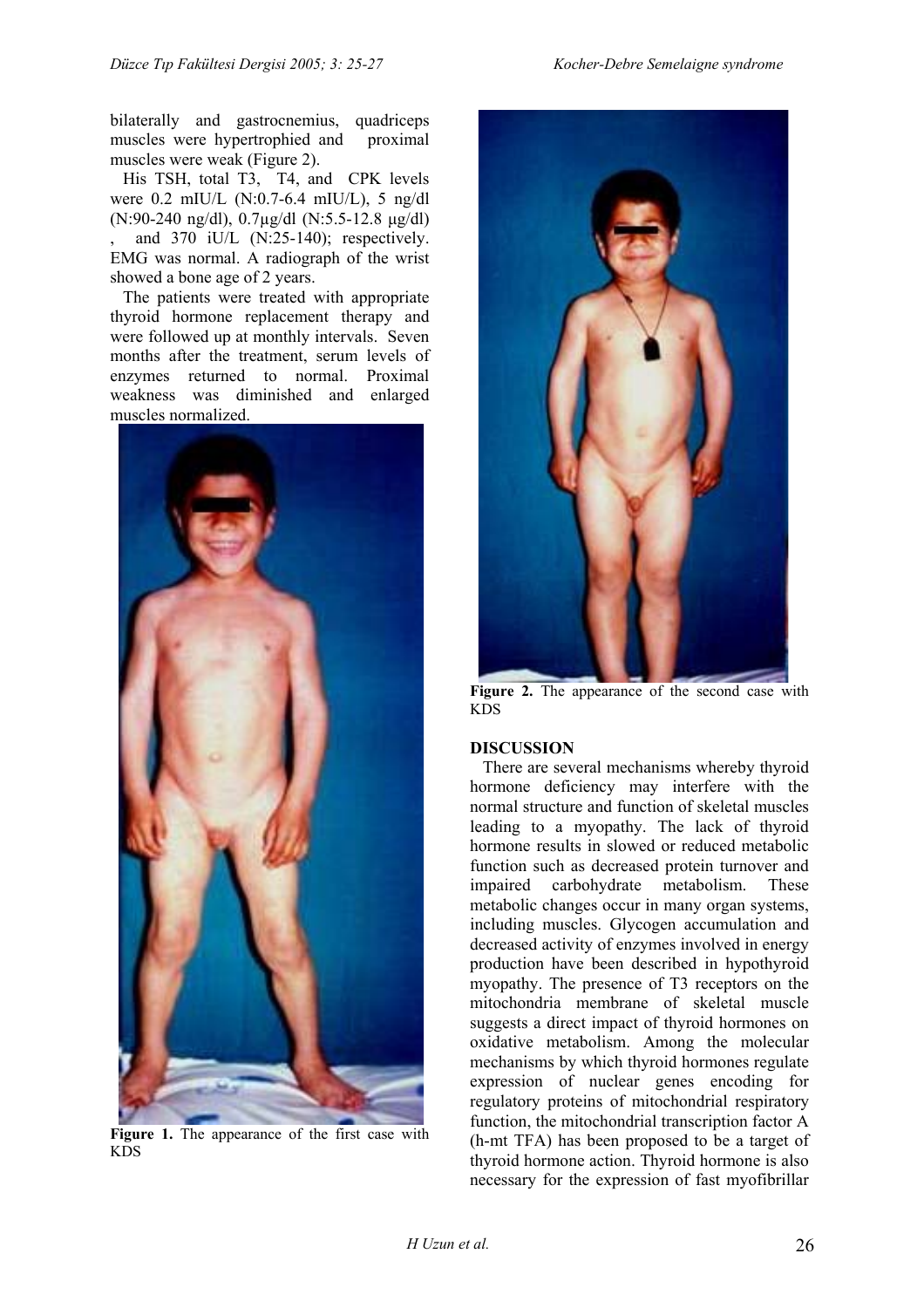bilaterally and gastrocnemius, quadriceps muscles were hypertrophied and proximal muscles were weak (Figure 2).

His TSH, total T3, T4, and CPK levels were 0.2 mIU/L (N:0.7-6.4 mIU/L), 5 ng/dl (N:90-240 ng/dl), 0.7µg/dl (N:5.5-12.8 µg/dl), and 370 iU/L (N:25-140); respectively. EMG was normal. A radiograph of the wrist showed a bone age of 2 years.

The patients were treated with appropriate thyroid hormone replacement therapy and were followed up at monthly intervals. Seven months after the treatment, serum levels of enzymes returned to normal. Proximal weakness was diminished and enlarged muscles normalized.

**Figure 1.** The appearance of the first case with KDS

**Figure 2.** The appearance of the second case with KDS

**DISCUSSION**

There are several mechanisms whereby thyroid hormone deficiency may interfere with the normal structure and function of skeletal muscles leading to a myopathy. The lack of thyroid hormone results in slowed or reduced metabolic function such as decreased protein turnover and impaired carbohydrate metabolism. These metabolic changes occur in many organ systems, including muscles. Glycogen accumulation and decreased activity of enzymes involved in energy production have been described in hypothyroid myopathy. The presence of T3 receptors on the mitochondria membrane of skeletal muscle suggests a direct impact of thyroid hormones on oxidative metabolism. Among the molecular mechanisms by which thyroid hormones regulate expression of nuclear genes encoding for regulatory proteins of mitochondrial respiratory function, the mitochondrial transcription factor A (h-mt TFA) has been proposed to be a target of thyroid hormone action. Thyroid hormone is also necessary for the expression of fast myofibrillar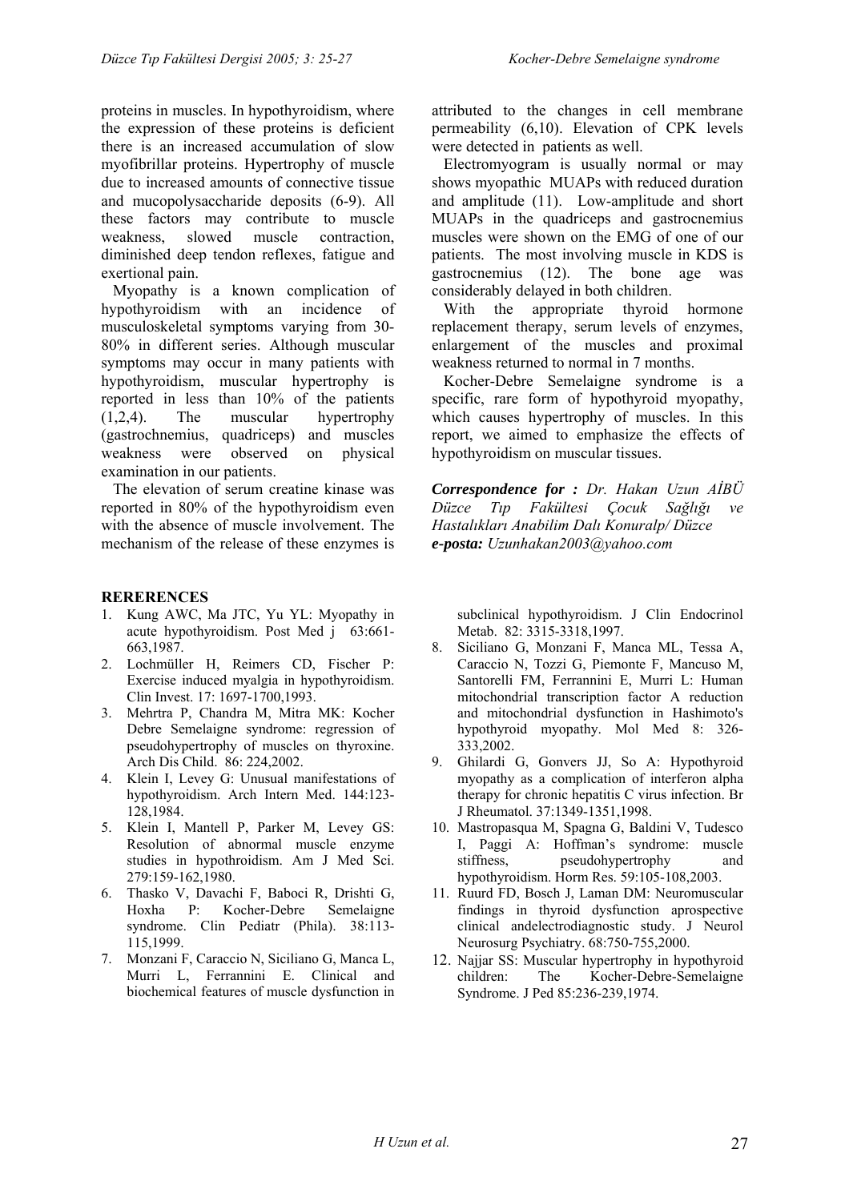proteins in muscles. In hypothyroidism, where the expression of these proteins is deficient there is an increased accumulation of slow myofibrillar proteins. Hypertrophy of muscle due to increased amounts of connective tissue and mucopolysaccharide deposits (6-9). All these factors may contribute to muscle weakness, slowed muscle contraction, diminished deep tendon reflexes, fatigue and exertional pain.

Myopathy is a known complication of hypothyroidism with an incidence of musculoskeletal symptoms varying from 30-80% in different series. Although muscular symptoms may occur in many patients with hypothyroidism, muscular hypertrophy is reported in less than 10% of the patients (1,2,4). The muscular hypertrophy (gastrochnemius, quadriceps) and muscles weakness were observed on physical examination in our patients.

The elevation of serum creatine kinase was reported in 80% of the hypothyroidism even with the absence of muscle involvement. The mechanism of the release of these enzymes is attributed to the changes in cell membrane permeability (6,10). Elevation of CPK levels were detected in patients as well.

Electromyogram is usually normal or may shows myopathic MUAPs with reduced duration and amplitude (11). Low-amplitude and short MUAPs in the quadriceps and gastrocnemius muscles were shown on the EMG of one of our patients. The most involving muscle in KDS is gastrocnemius (12). The bone age was considerably delayed in both children.

With the appropriate thyroid hormone replacement therapy, serum levels of enzymes, enlargement of the muscles and proximal weakness returned to normal in 7 months.

Kocher-Debre Semelaigne syndrome is a specific, rare form of hypothyroid myopathy, which causes hypertrophy of muscles. In this report, we aimed to emphasize the effects of hypothyroidism on muscular tissues.

***Correspondence for :*** *Dr. Hakan Uzun AİBÜ Düzce Tıp Fakültesi Çocuk Sağlığı ve Hastalıkları Anabilim Dalı Konuralp/ Düzce*
***e-posta:*** *Uzunhakan2003@yahoo.com*

## RERERENCES

1. Kung AWC, Ma JTC, Yu YL: Myopathy in acute hypothyroidism. Post Med j 63:661-663,1987.
2. Lochmüller H, Reimers CD, Fischer P: Exercise induced myalgia in hypothyroidism. Clin Invest. 17: 1697-1700,1993.
3. Mehrtra P, Chandra M, Mitra MK: Kocher Debre Semelaigne syndrome: regression of pseudohypertrophy of muscles on thyroxine. Arch Dis Child. 86: 224,2002.
4. Klein I, Levey G: Unusual manifestations of hypothyroidism. Arch Intern Med. 144:123-128,1984.
5. Klein I, Mantell P, Parker M, Levey GS: Resolution of abnormal muscle enzyme studies in hypothroidism. Am J Med Sci. 279:159-162,1980.
6. Thasko V, Davachi F, Baboci R, Drishti G, Hoxha P: Kocher-Debre Semelaigne syndrome. Clin Pediatr (Phila). 38:113-115,1999.
7. Monzani F, Caraccio N, Siciliano G, Manca L, Murri L, Ferrannini E. Clinical and biochemical features of muscle dysfunction in subclinical hypothyroidism. J Clin Endocrinol Metab. 82: 3315-3318,1997.
8. Siciliano G, Monzani F, Manca ML, Tessa A, Caraccio N, Tozzi G, Piemonte F, Mancuso M, Santorelli FM, Ferrannini E, Murri L: Human mitochondrial transcription factor A reduction and mitochondrial dysfunction in Hashimoto's hypothyroid myopathy. Mol Med 8: 326-333,2002.
9. Ghilardi G, Gonvers JJ, So A: Hypothyroid myopathy as a complication of interferon alpha therapy for chronic hepatitis C virus infection. Br J Rheumatol. 37:1349-1351,1998.
10. Mastropasqua M, Spagna G, Baldini V, Tudesco I, Paggi A: Hoffman's syndrome: muscle stiffness, pseudohypertrophy and hypothyroidism. Horm Res. 59:105-108,2003.
11. Ruurd FD, Bosch J, Laman DM: Neuromuscular findings in thyroid dysfunction aprospective clinical andelectrodiagnostic study. J Neurol Neurosurg Psychiatry. 68:750-755,2000.
12. Najjar SS: Muscular hypertrophy in hypothyroid children: The Kocher-Debre-Semelaigne Syndrome. J Ped 85:236-239,1974.